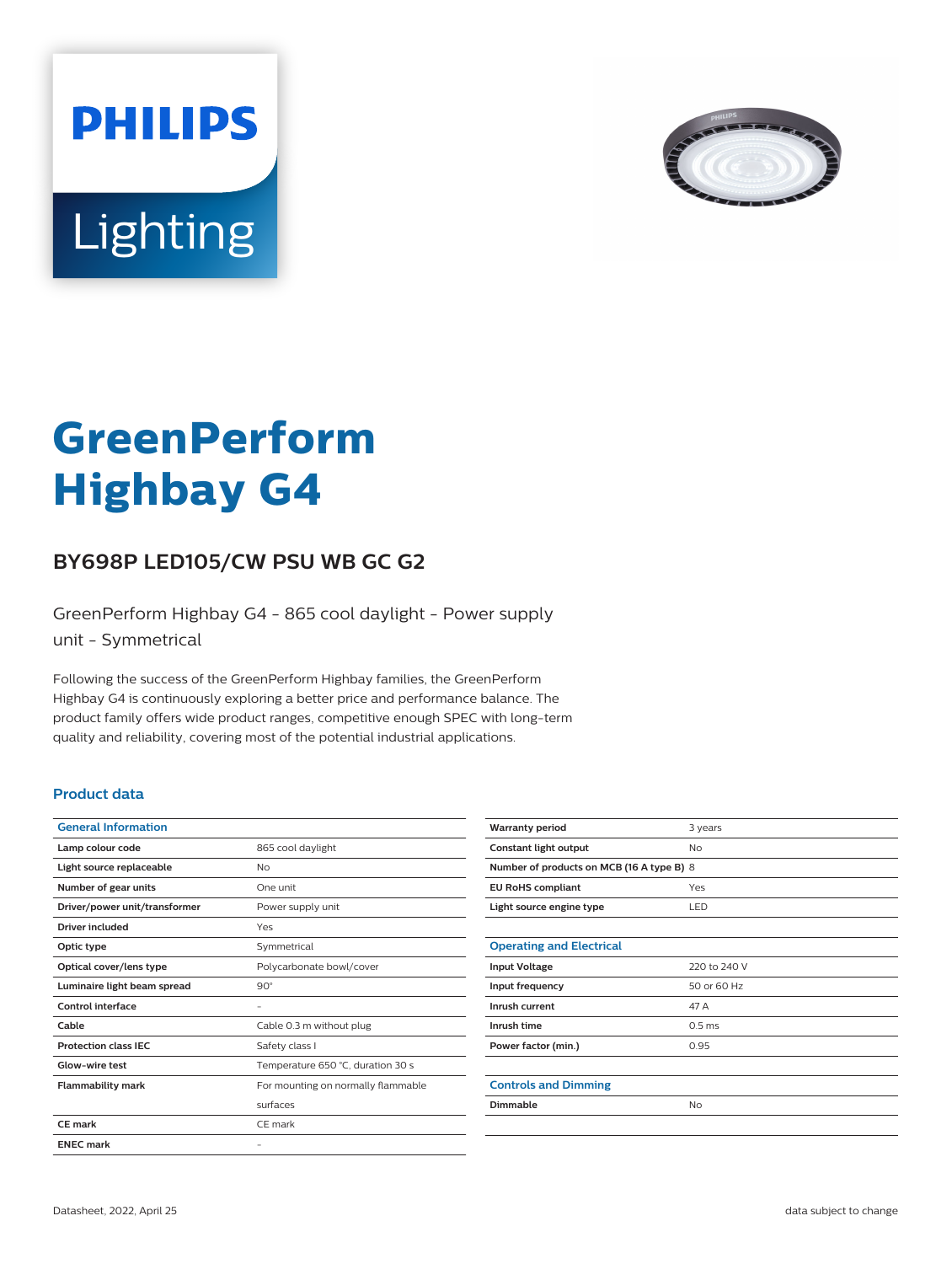PHILIPS

Lighting

# GreenPerform Highbay G4

## BY698P LED105/CW PSU WB GC G2

GreenPerform Highbay G4 - 865 cool daylight - Power supply unit - Symmetrical

Following the success of the GreenPerform Highbay families, the GreenPerform Highbay G4 is continuously exploring a better price and performance balance. The product family offers wide product ranges, competitive enough SPEC with long-term quality and reliability, covering most of the potential industrial applications.

### Product data

| General Information | |
|---|---|
| Lamp colour code | 865 cool daylight |
| Light source replaceable | No |
| Number of gear units | One unit |
| Driver/power unit/transformer | Power supply unit |
| Driver included | Yes |
| Optic type | Symmetrical |
| Optical cover/lens type | Polycarbonate bowl/cover |
| Luminaire light beam spread | 90° |
| Control interface | - |
| Cable | Cable 0.3 m without plug |
| Protection class IEC | Safety class I |
| Glow-wire test | Temperature 650 °C, duration 30 s |
| Flammability mark | For mounting on normally flammable surfaces |
| CE mark | CE mark |
| ENEC mark | - |
| Warranty period | 3 years |
| Constant light output | No |
| Number of products on MCB (16 A type B) | 8 |
| EU RoHS compliant | Yes |
| Light source engine type | LED |

| Operating and Electrical | |
|---|---|
| Input Voltage | 220 to 240 V |
| Input frequency | 50 or 60 Hz |
| Inrush current | 47 A |
| Inrush time | 0.5 ms |
| Power factor (min.) | 0.95 |

| Controls and Dimming | |
|---|---|
| Dimmable | No |

Datasheet, 2022, April 25

data subject to change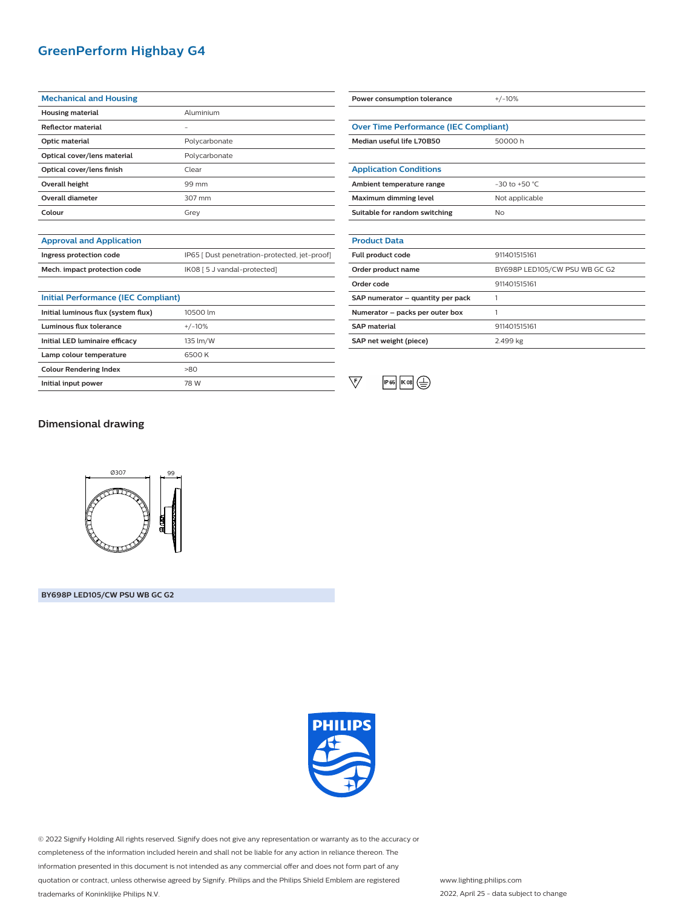# GreenPerform Highbay G4

| Mechanical and Housing | |
|---|---|
| Housing material | Aluminium |
| Reflector material | - |
| Optic material | Polycarbonate |
| Optical cover/lens material | Polycarbonate |
| Optical cover/lens finish | Clear |
| Overall height | 99 mm |
| Overall diameter | 307 mm |
| Colour | Grey |

| Approval and Application | |
|---|---|
| Ingress protection code | IP65 [ Dust penetration-protected, jet-proof] |
| Mech. impact protection code | IK08 [ 5 J vandal-protected] |

| Initial Performance (IEC Compliant) | |
|---|---|
| Initial luminous flux (system flux) | 10500 lm |
| Luminous flux tolerance | +/-10% |
| Initial LED luminaire efficacy | 135 lm/W |
| Lamp colour temperature | 6500 K |
| Colour Rendering Index | >80 |
| Initial input power | 78 W |
| Power consumption tolerance | +/-10% |

| Over Time Performance (IEC Compliant) | |
|---|---|
| Median useful life L70B50 | 50000 h |

| Application Conditions | |
|---|---|
| Ambient temperature range | -30 to +50 °C |
| Maximum dimming level | Not applicable |
| Suitable for random switching | No |

| Product Data | |
|---|---|
| Full product code | 911401515161 |
| Order product name | BY698P LED105/CW PSU WB GC G2 |
| Order code | 911401515161 |
| SAP numerator – quantity per pack | 1 |
| Numerator – packs per outer box | 1 |
| SAP material | 911401515161 |
| SAP net weight (piece) | 2.499 kg |

F IP 65 IK 08

## Dimensional drawing

Ø307

99

**BY698P LED105/CW PSU WB GC G2**

© 2022 Signify Holding All rights reserved. Signify does not give any representation or warranty as to the accuracy or completeness of the information included herein and shall not be liable for any action in reliance thereon. The information presented in this document is not intended as any commercial offer and does not form part of any quotation or contract, unless otherwise agreed by Signify. Philips and the Philips Shield Emblem are registered trademarks of Koninklijke Philips N.V.

www.lighting.philips.com

2022, April 25 - data subject to change